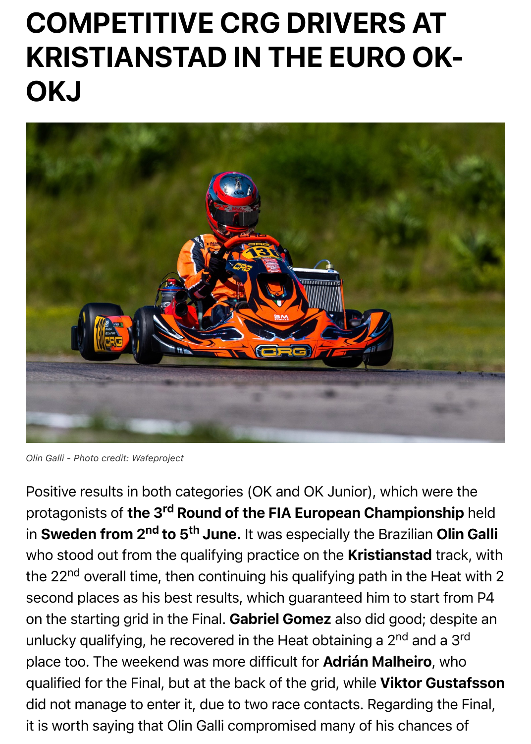# COMPETITIVE CRG DRIVERS AT KRISTIANSTAD IN THE EURO OK-OKJ

*Olin Galli - Photo credit: Wafeproject*

Positive results in both categories (OK and OK Junior), which were the protagonists of **the 3rd Round of the FIA European Championship** held in **Sweden from 2nd to 5th June.** It was especially the Brazilian **Olin Galli** who stood out from the qualifying practice on the **Kristianstad** track, with the 22nd overall time, then continuing his qualifying path in the Heat with 2 second places as his best results, which guaranteed him to start from P4 on the starting grid in the Final. **Gabriel Gomez** also did good; despite an unlucky qualifying, he recovered in the Heat obtaining a 2nd and a 3rd place too. The weekend was more difficult for **Adrián Malheiro**, who qualified for the Final, but at the back of the grid, while **Viktor Gustafsson** did not manage to enter it, due to two race contacts. Regarding the Final, it is worth saying that Olin Galli compromised many of his chances of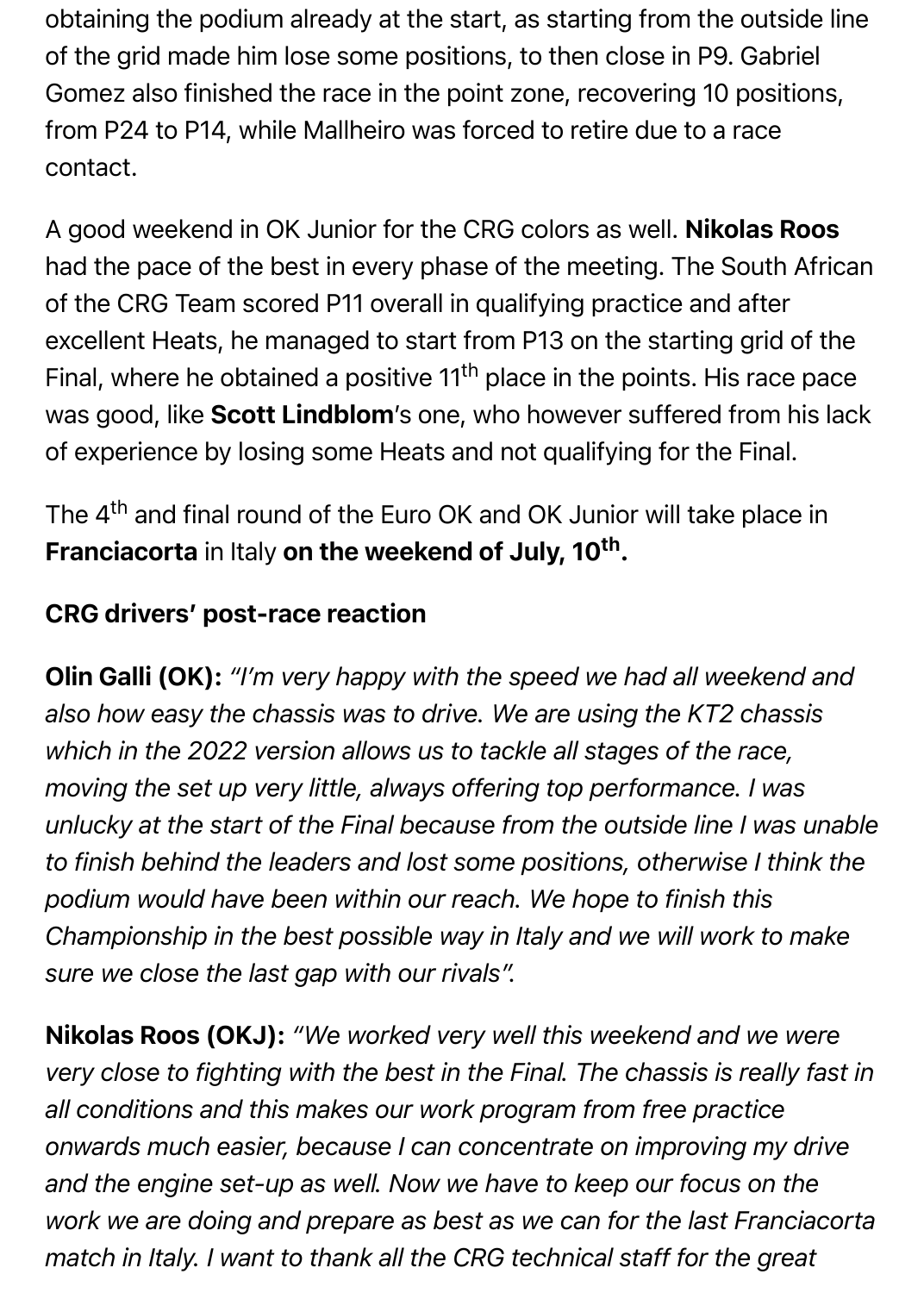obtaining the podium already at the start, as starting from the outside line of the grid made him lose some positions, to then close in P9. Gabriel Gomez also finished the race in the point zone, recovering 10 positions, from P24 to P14, while Mallheiro was forced to retire due to a race contact.

A good weekend in OK Junior for the CRG colors as well. **Nikolas Roos** had the pace of the best in every phase of the meeting. The South African of the CRG Team scored P11 overall in qualifying practice and after excellent Heats, he managed to start from P13 on the starting grid of the Final, where he obtained a positive 11th place in the points. His race pace was good, like **Scott Lindblom**'s one, who however suffered from his lack of experience by losing some Heats and not qualifying for the Final.

The 4th and final round of the Euro OK and OK Junior will take place in **Franciacorta** in Italy **on the weekend of July, 10th.**

**CRG drivers' post-race reaction**

**Olin Galli (OK):** *"I'm very happy with the speed we had all weekend and also how easy the chassis was to drive. We are using the KT2 chassis which in the 2022 version allows us to tackle all stages of the race, moving the set up very little, always offering top performance. I was unlucky at the start of the Final because from the outside line I was unable to finish behind the leaders and lost some positions, otherwise I think the podium would have been within our reach. We hope to finish this Championship in the best possible way in Italy and we will work to make sure we close the last gap with our rivals".*

**Nikolas Roos (OKJ):** *"We worked very well this weekend and we were very close to fighting with the best in the Final. The chassis is really fast in all conditions and this makes our work program from free practice onwards much easier, because I can concentrate on improving my drive and the engine set-up as well. Now we have to keep our focus on the work we are doing and prepare as best as we can for the last Franciacorta match in Italy. I want to thank all the CRG technical staff for the great*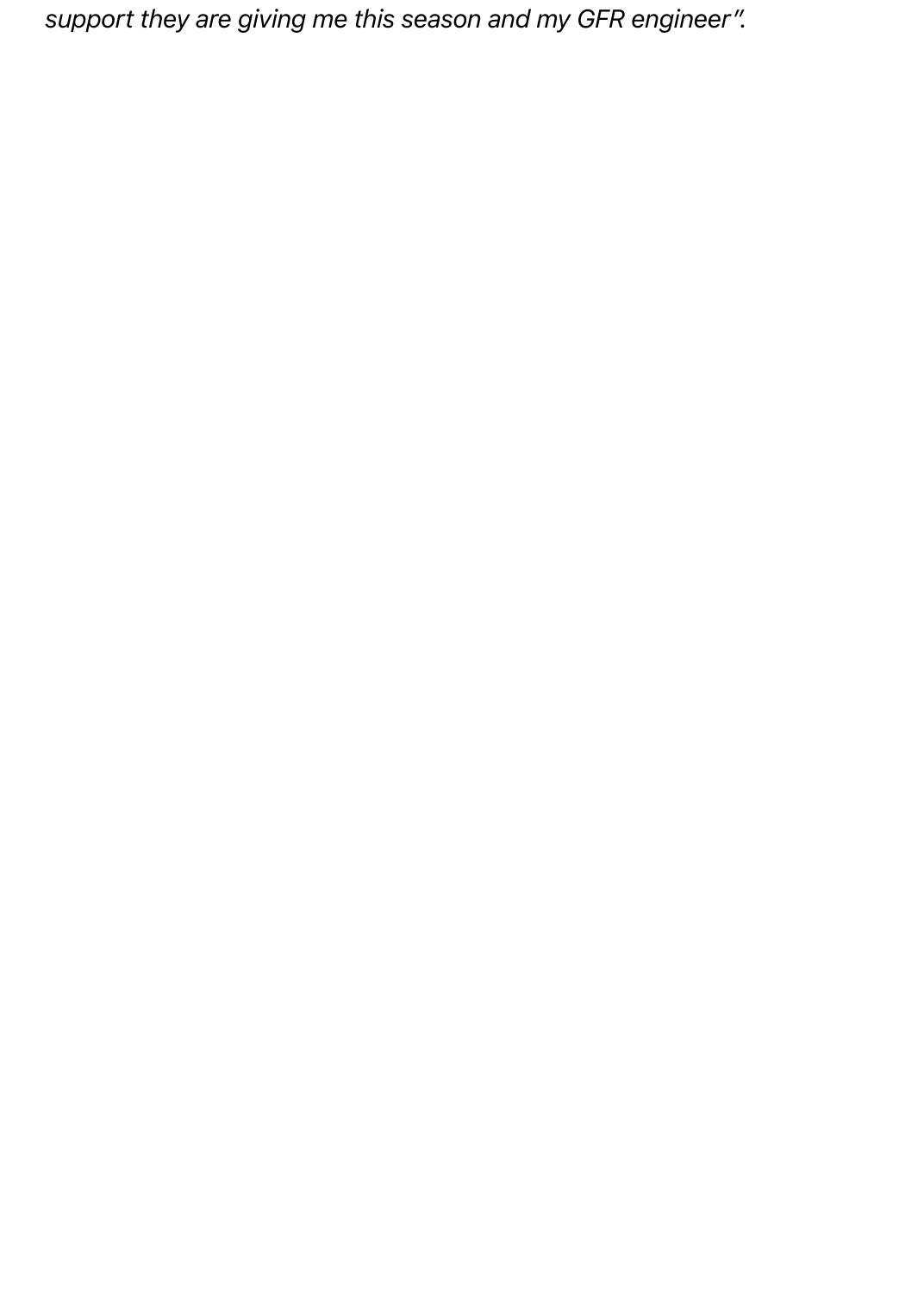*support they are giving me this season and my GFR engineer".*